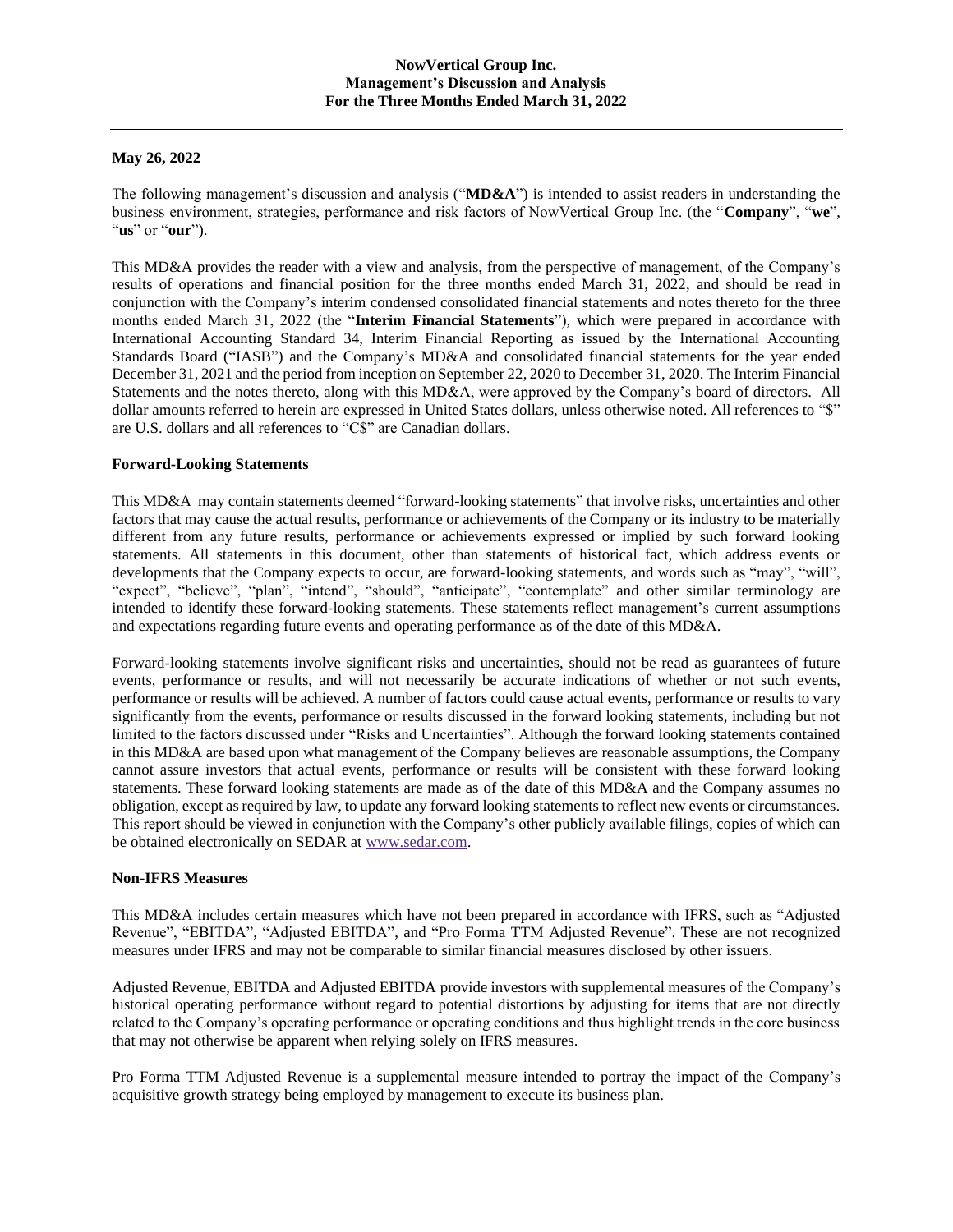# NowVertical Group Inc.
## Management's Discussion and Analysis
## For the Three Months Ended March 31, 2022

**May 26, 2022**

The following management's discussion and analysis ("**MD&A**") is intended to assist readers in understanding the business environment, strategies, performance and risk factors of NowVertical Group Inc. (the "**Company**", "**we**", "**us**" or "**our**").

This MD&A provides the reader with a view and analysis, from the perspective of management, of the Company's results of operations and financial position for the three months ended March 31, 2022, and should be read in conjunction with the Company's interim condensed consolidated financial statements and notes thereto for the three months ended March 31, 2022 (the "**Interim Financial Statements**"), which were prepared in accordance with International Accounting Standard 34, Interim Financial Reporting as issued by the International Accounting Standards Board ("IASB") and the Company's MD&A and consolidated financial statements for the year ended December 31, 2021 and the period from inception on September 22, 2020 to December 31, 2020. The Interim Financial Statements and the notes thereto, along with this MD&A, were approved by the Company's board of directors. All dollar amounts referred to herein are expressed in United States dollars, unless otherwise noted. All references to "$" are U.S. dollars and all references to "C$" are Canadian dollars.

**Forward-Looking Statements**

This MD&A may contain statements deemed "forward-looking statements" that involve risks, uncertainties and other factors that may cause the actual results, performance or achievements of the Company or its industry to be materially different from any future results, performance or achievements expressed or implied by such forward looking statements. All statements in this document, other than statements of historical fact, which address events or developments that the Company expects to occur, are forward-looking statements, and words such as "may", "will", "expect", "believe", "plan", "intend", "should", "anticipate", "contemplate" and other similar terminology are intended to identify these forward-looking statements. These statements reflect management's current assumptions and expectations regarding future events and operating performance as of the date of this MD&A.

Forward-looking statements involve significant risks and uncertainties, should not be read as guarantees of future events, performance or results, and will not necessarily be accurate indications of whether or not such events, performance or results will be achieved. A number of factors could cause actual events, performance or results to vary significantly from the events, performance or results discussed in the forward looking statements, including but not limited to the factors discussed under "Risks and Uncertainties". Although the forward looking statements contained in this MD&A are based upon what management of the Company believes are reasonable assumptions, the Company cannot assure investors that actual events, performance or results will be consistent with these forward looking statements. These forward looking statements are made as of the date of this MD&A and the Company assumes no obligation, except as required by law, to update any forward looking statements to reflect new events or circumstances. This report should be viewed in conjunction with the Company's other publicly available filings, copies of which can be obtained electronically on SEDAR at www.sedar.com.

**Non-IFRS Measures**

This MD&A includes certain measures which have not been prepared in accordance with IFRS, such as "Adjusted Revenue", "EBITDA", "Adjusted EBITDA", and "Pro Forma TTM Adjusted Revenue". These are not recognized measures under IFRS and may not be comparable to similar financial measures disclosed by other issuers.

Adjusted Revenue, EBITDA and Adjusted EBITDA provide investors with supplemental measures of the Company's historical operating performance without regard to potential distortions by adjusting for items that are not directly related to the Company's operating performance or operating conditions and thus highlight trends in the core business that may not otherwise be apparent when relying solely on IFRS measures.

Pro Forma TTM Adjusted Revenue is a supplemental measure intended to portray the impact of the Company's acquisitive growth strategy being employed by management to execute its business plan.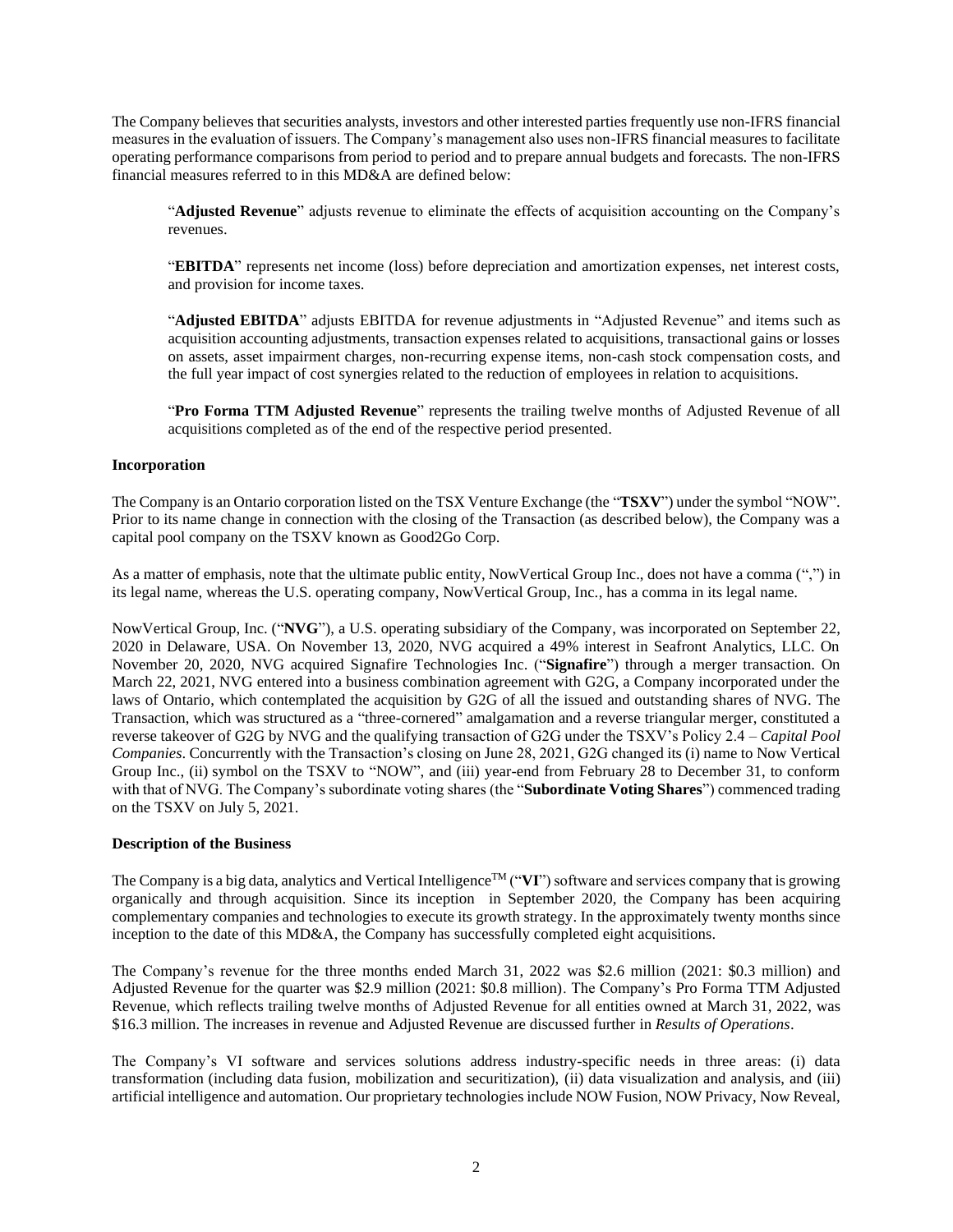The Company believes that securities analysts, investors and other interested parties frequently use non-IFRS financial measures in the evaluation of issuers. The Company's management also uses non-IFRS financial measures to facilitate operating performance comparisons from period to period and to prepare annual budgets and forecasts. The non-IFRS financial measures referred to in this MD&A are defined below:

> "**Adjusted Revenue**" adjusts revenue to eliminate the effects of acquisition accounting on the Company's revenues.
>
> "**EBITDA**" represents net income (loss) before depreciation and amortization expenses, net interest costs, and provision for income taxes.
>
> "**Adjusted EBITDA**" adjusts EBITDA for revenue adjustments in "Adjusted Revenue" and items such as acquisition accounting adjustments, transaction expenses related to acquisitions, transactional gains or losses on assets, asset impairment charges, non-recurring expense items, non-cash stock compensation costs, and the full year impact of cost synergies related to the reduction of employees in relation to acquisitions.
>
> "**Pro Forma TTM Adjusted Revenue**" represents the trailing twelve months of Adjusted Revenue of all acquisitions completed as of the end of the respective period presented.

**Incorporation**

The Company is an Ontario corporation listed on the TSX Venture Exchange (the "**TSXV**") under the symbol "NOW". Prior to its name change in connection with the closing of the Transaction (as described below), the Company was a capital pool company on the TSXV known as Good2Go Corp.

As a matter of emphasis, note that the ultimate public entity, NowVertical Group Inc., does not have a comma (",") in its legal name, whereas the U.S. operating company, NowVertical Group, Inc., has a comma in its legal name.

NowVertical Group, Inc. ("**NVG**"), a U.S. operating subsidiary of the Company, was incorporated on September 22, 2020 in Delaware, USA. On November 13, 2020, NVG acquired a 49% interest in Seafront Analytics, LLC. On November 20, 2020, NVG acquired Signafire Technologies Inc. ("**Signafire**") through a merger transaction. On March 22, 2021, NVG entered into a business combination agreement with G2G, a Company incorporated under the laws of Ontario, which contemplated the acquisition by G2G of all the issued and outstanding shares of NVG. The Transaction, which was structured as a "three-cornered" amalgamation and a reverse triangular merger, constituted a reverse takeover of G2G by NVG and the qualifying transaction of G2G under the TSXV's Policy 2.4 – *Capital Pool Companies*. Concurrently with the Transaction's closing on June 28, 2021, G2G changed its (i) name to Now Vertical Group Inc., (ii) symbol on the TSXV to "NOW", and (iii) year-end from February 28 to December 31, to conform with that of NVG. The Company's subordinate voting shares (the "**Subordinate Voting Shares**") commenced trading on the TSXV on July 5, 2021.

**Description of the Business**

The Company is a big data, analytics and Vertical Intelligence™ ("**VI**") software and services company that is growing organically and through acquisition. Since its inception in September 2020, the Company has been acquiring complementary companies and technologies to execute its growth strategy. In the approximately twenty months since inception to the date of this MD&A, the Company has successfully completed eight acquisitions.

The Company's revenue for the three months ended March 31, 2022 was \$2.6 million (2021: \$0.3 million) and Adjusted Revenue for the quarter was \$2.9 million (2021: \$0.8 million). The Company's Pro Forma TTM Adjusted Revenue, which reflects trailing twelve months of Adjusted Revenue for all entities owned at March 31, 2022, was \$16.3 million. The increases in revenue and Adjusted Revenue are discussed further in *Results of Operations*.

The Company's VI software and services solutions address industry-specific needs in three areas: (i) data transformation (including data fusion, mobilization and securitization), (ii) data visualization and analysis, and (iii) artificial intelligence and automation. Our proprietary technologies include NOW Fusion, NOW Privacy, Now Reveal,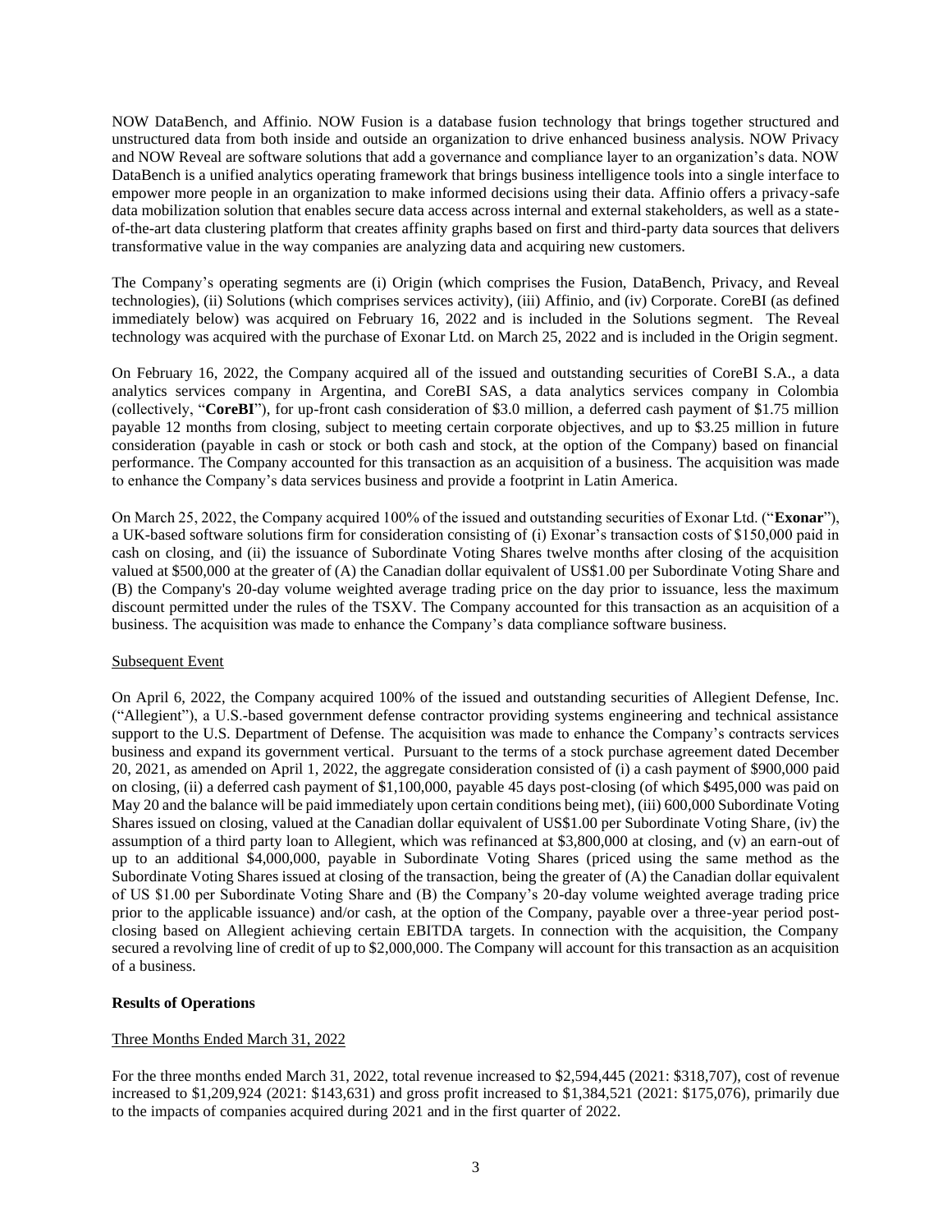NOW DataBench, and Affinio. NOW Fusion is a database fusion technology that brings together structured and unstructured data from both inside and outside an organization to drive enhanced business analysis. NOW Privacy and NOW Reveal are software solutions that add a governance and compliance layer to an organization's data. NOW DataBench is a unified analytics operating framework that brings business intelligence tools into a single interface to empower more people in an organization to make informed decisions using their data. Affinio offers a privacy-safe data mobilization solution that enables secure data access across internal and external stakeholders, as well as a state-of-the-art data clustering platform that creates affinity graphs based on first and third-party data sources that delivers transformative value in the way companies are analyzing data and acquiring new customers.

The Company's operating segments are (i) Origin (which comprises the Fusion, DataBench, Privacy, and Reveal technologies), (ii) Solutions (which comprises services activity), (iii) Affinio, and (iv) Corporate. CoreBI (as defined immediately below) was acquired on February 16, 2022 and is included in the Solutions segment. The Reveal technology was acquired with the purchase of Exonar Ltd. on March 25, 2022 and is included in the Origin segment.

On February 16, 2022, the Company acquired all of the issued and outstanding securities of CoreBI S.A., a data analytics services company in Argentina, and CoreBI SAS, a data analytics services company in Colombia (collectively, "**CoreBI**"), for up-front cash consideration of $3.0 million, a deferred cash payment of $1.75 million payable 12 months from closing, subject to meeting certain corporate objectives, and up to $3.25 million in future consideration (payable in cash or stock or both cash and stock, at the option of the Company) based on financial performance. The Company accounted for this transaction as an acquisition of a business. The acquisition was made to enhance the Company's data services business and provide a footprint in Latin America.

On March 25, 2022, the Company acquired 100% of the issued and outstanding securities of Exonar Ltd. ("**Exonar**"), a UK-based software solutions firm for consideration consisting of (i) Exonar's transaction costs of $150,000 paid in cash on closing, and (ii) the issuance of Subordinate Voting Shares twelve months after closing of the acquisition valued at $500,000 at the greater of (A) the Canadian dollar equivalent of US$1.00 per Subordinate Voting Share and (B) the Company's 20-day volume weighted average trading price on the day prior to issuance, less the maximum discount permitted under the rules of the TSXV. The Company accounted for this transaction as an acquisition of a business. The acquisition was made to enhance the Company's data compliance software business.

Subsequent Event

On April 6, 2022, the Company acquired 100% of the issued and outstanding securities of Allegient Defense, Inc. ("Allegient"), a U.S.-based government defense contractor providing systems engineering and technical assistance support to the U.S. Department of Defense. The acquisition was made to enhance the Company's contracts services business and expand its government vertical. Pursuant to the terms of a stock purchase agreement dated December 20, 2021, as amended on April 1, 2022, the aggregate consideration consisted of (i) a cash payment of $900,000 paid on closing, (ii) a deferred cash payment of $1,100,000, payable 45 days post-closing (of which $495,000 was paid on May 20 and the balance will be paid immediately upon certain conditions being met), (iii) 600,000 Subordinate Voting Shares issued on closing, valued at the Canadian dollar equivalent of US$1.00 per Subordinate Voting Share, (iv) the assumption of a third party loan to Allegient, which was refinanced at $3,800,000 at closing, and (v) an earn-out of up to an additional $4,000,000, payable in Subordinate Voting Shares (priced using the same method as the Subordinate Voting Shares issued at closing of the transaction, being the greater of (A) the Canadian dollar equivalent of US $1.00 per Subordinate Voting Share and (B) the Company's 20-day volume weighted average trading price prior to the applicable issuance) and/or cash, at the option of the Company, payable over a three-year period post-closing based on Allegient achieving certain EBITDA targets. In connection with the acquisition, the Company secured a revolving line of credit of up to $2,000,000. The Company will account for this transaction as an acquisition of a business.

**Results of Operations**

Three Months Ended March 31, 2022

For the three months ended March 31, 2022, total revenue increased to $2,594,445 (2021: $318,707), cost of revenue increased to $1,209,924 (2021: $143,631) and gross profit increased to $1,384,521 (2021: $175,076), primarily due to the impacts of companies acquired during 2021 and in the first quarter of 2022.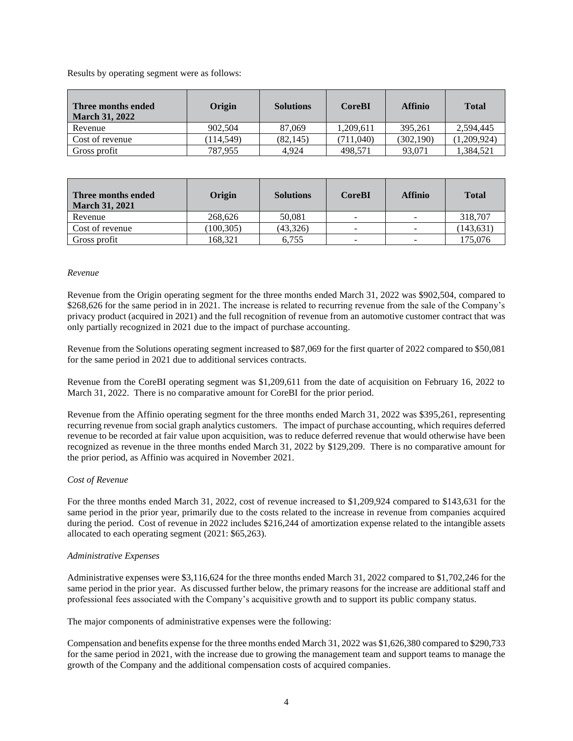Results by operating segment were as follows:

| Three months ended March 31, 2022 | Origin | Solutions | CoreBI | Affinio | Total |
|---|---|---|---|---|---|
| Revenue | 902,504 | 87,069 | 1,209,611 | 395,261 | 2,594,445 |
| Cost of revenue | (114,549) | (82,145) | (711,040) | (302,190) | (1,209,924) |
| Gross profit | 787,955 | 4,924 | 498,571 | 93,071 | 1,384,521 |

| Three months ended March 31, 2021 | Origin | Solutions | CoreBI | Affinio | Total |
|---|---|---|---|---|---|
| Revenue | 268,626 | 50,081 | - | - | 318,707 |
| Cost of revenue | (100,305) | (43,326) | - | - | (143,631) |
| Gross profit | 168,321 | 6,755 | - | - | 175,076 |

*Revenue*

Revenue from the Origin operating segment for the three months ended March 31, 2022 was $902,504, compared to $268,626 for the same period in in 2021. The increase is related to recurring revenue from the sale of the Company's privacy product (acquired in 2021) and the full recognition of revenue from an automotive customer contract that was only partially recognized in 2021 due to the impact of purchase accounting.

Revenue from the Solutions operating segment increased to $87,069 for the first quarter of 2022 compared to $50,081 for the same period in 2021 due to additional services contracts.

Revenue from the CoreBI operating segment was $1,209,611 from the date of acquisition on February 16, 2022 to March 31, 2022. There is no comparative amount for CoreBI for the prior period.

Revenue from the Affinio operating segment for the three months ended March 31, 2022 was $395,261, representing recurring revenue from social graph analytics customers. The impact of purchase accounting, which requires deferred revenue to be recorded at fair value upon acquisition, was to reduce deferred revenue that would otherwise have been recognized as revenue in the three months ended March 31, 2022 by $129,209. There is no comparative amount for the prior period, as Affinio was acquired in November 2021.

*Cost of Revenue*

For the three months ended March 31, 2022, cost of revenue increased to $1,209,924 compared to $143,631 for the same period in the prior year, primarily due to the costs related to the increase in revenue from companies acquired during the period. Cost of revenue in 2022 includes $216,244 of amortization expense related to the intangible assets allocated to each operating segment (2021: $65,263).

*Administrative Expenses*

Administrative expenses were $3,116,624 for the three months ended March 31, 2022 compared to $1,702,246 for the same period in the prior year. As discussed further below, the primary reasons for the increase are additional staff and professional fees associated with the Company's acquisitive growth and to support its public company status.

The major components of administrative expenses were the following:

Compensation and benefits expense for the three months ended March 31, 2022 was $1,626,380 compared to $290,733 for the same period in 2021, with the increase due to growing the management team and support teams to manage the growth of the Company and the additional compensation costs of acquired companies.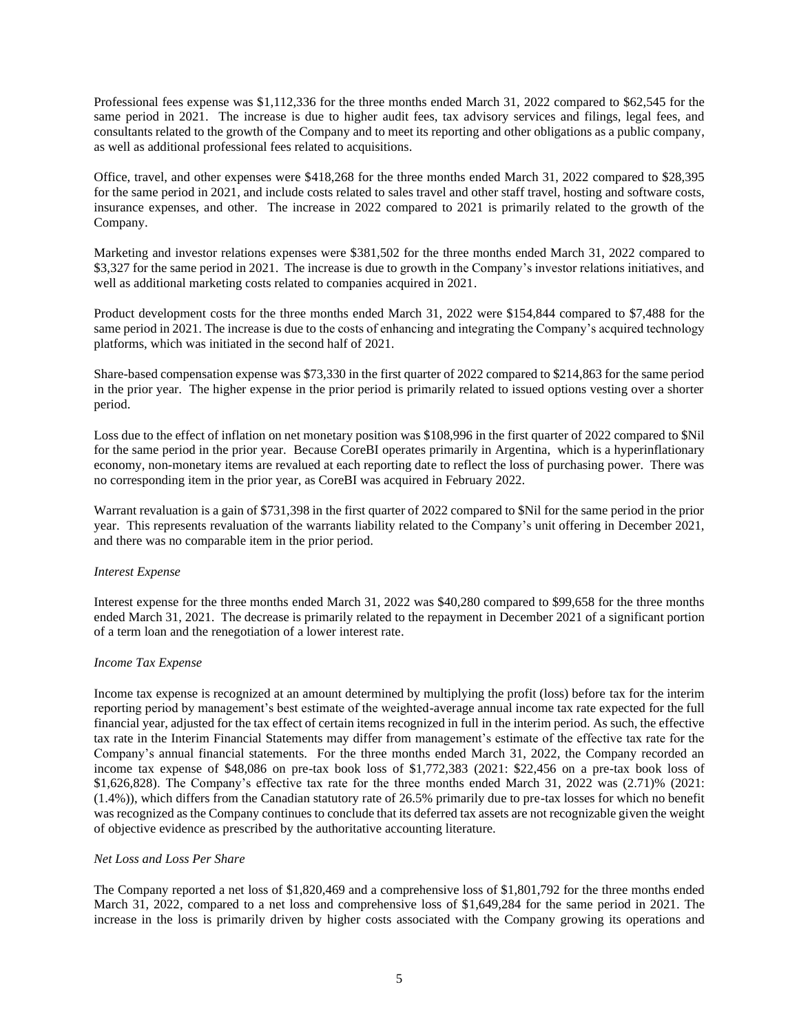Professional fees expense was $1,112,336 for the three months ended March 31, 2022 compared to $62,545 for the same period in 2021. The increase is due to higher audit fees, tax advisory services and filings, legal fees, and consultants related to the growth of the Company and to meet its reporting and other obligations as a public company, as well as additional professional fees related to acquisitions.

Office, travel, and other expenses were $418,268 for the three months ended March 31, 2022 compared to $28,395 for the same period in 2021, and include costs related to sales travel and other staff travel, hosting and software costs, insurance expenses, and other. The increase in 2022 compared to 2021 is primarily related to the growth of the Company.

Marketing and investor relations expenses were $381,502 for the three months ended March 31, 2022 compared to $3,327 for the same period in 2021. The increase is due to growth in the Company's investor relations initiatives, and well as additional marketing costs related to companies acquired in 2021.

Product development costs for the three months ended March 31, 2022 were $154,844 compared to $7,488 for the same period in 2021. The increase is due to the costs of enhancing and integrating the Company's acquired technology platforms, which was initiated in the second half of 2021.

Share-based compensation expense was $73,330 in the first quarter of 2022 compared to $214,863 for the same period in the prior year. The higher expense in the prior period is primarily related to issued options vesting over a shorter period.

Loss due to the effect of inflation on net monetary position was $108,996 in the first quarter of 2022 compared to $Nil for the same period in the prior year. Because CoreBI operates primarily in Argentina, which is a hyperinflationary economy, non-monetary items are revalued at each reporting date to reflect the loss of purchasing power. There was no corresponding item in the prior year, as CoreBI was acquired in February 2022.

Warrant revaluation is a gain of $731,398 in the first quarter of 2022 compared to $Nil for the same period in the prior year. This represents revaluation of the warrants liability related to the Company's unit offering in December 2021, and there was no comparable item in the prior period.

*Interest Expense*

Interest expense for the three months ended March 31, 2022 was $40,280 compared to $99,658 for the three months ended March 31, 2021. The decrease is primarily related to the repayment in December 2021 of a significant portion of a term loan and the renegotiation of a lower interest rate.

*Income Tax Expense*

Income tax expense is recognized at an amount determined by multiplying the profit (loss) before tax for the interim reporting period by management's best estimate of the weighted-average annual income tax rate expected for the full financial year, adjusted for the tax effect of certain items recognized in full in the interim period. As such, the effective tax rate in the Interim Financial Statements may differ from management's estimate of the effective tax rate for the Company's annual financial statements. For the three months ended March 31, 2022, the Company recorded an income tax expense of $48,086 on pre-tax book loss of $1,772,383 (2021: $22,456 on a pre-tax book loss of $1,626,828). The Company's effective tax rate for the three months ended March 31, 2022 was (2.71)% (2021: (1.4%)), which differs from the Canadian statutory rate of 26.5% primarily due to pre-tax losses for which no benefit was recognized as the Company continues to conclude that its deferred tax assets are not recognizable given the weight of objective evidence as prescribed by the authoritative accounting literature.

*Net Loss and Loss Per Share*

The Company reported a net loss of $1,820,469 and a comprehensive loss of $1,801,792 for the three months ended March 31, 2022, compared to a net loss and comprehensive loss of $1,649,284 for the same period in 2021. The increase in the loss is primarily driven by higher costs associated with the Company growing its operations and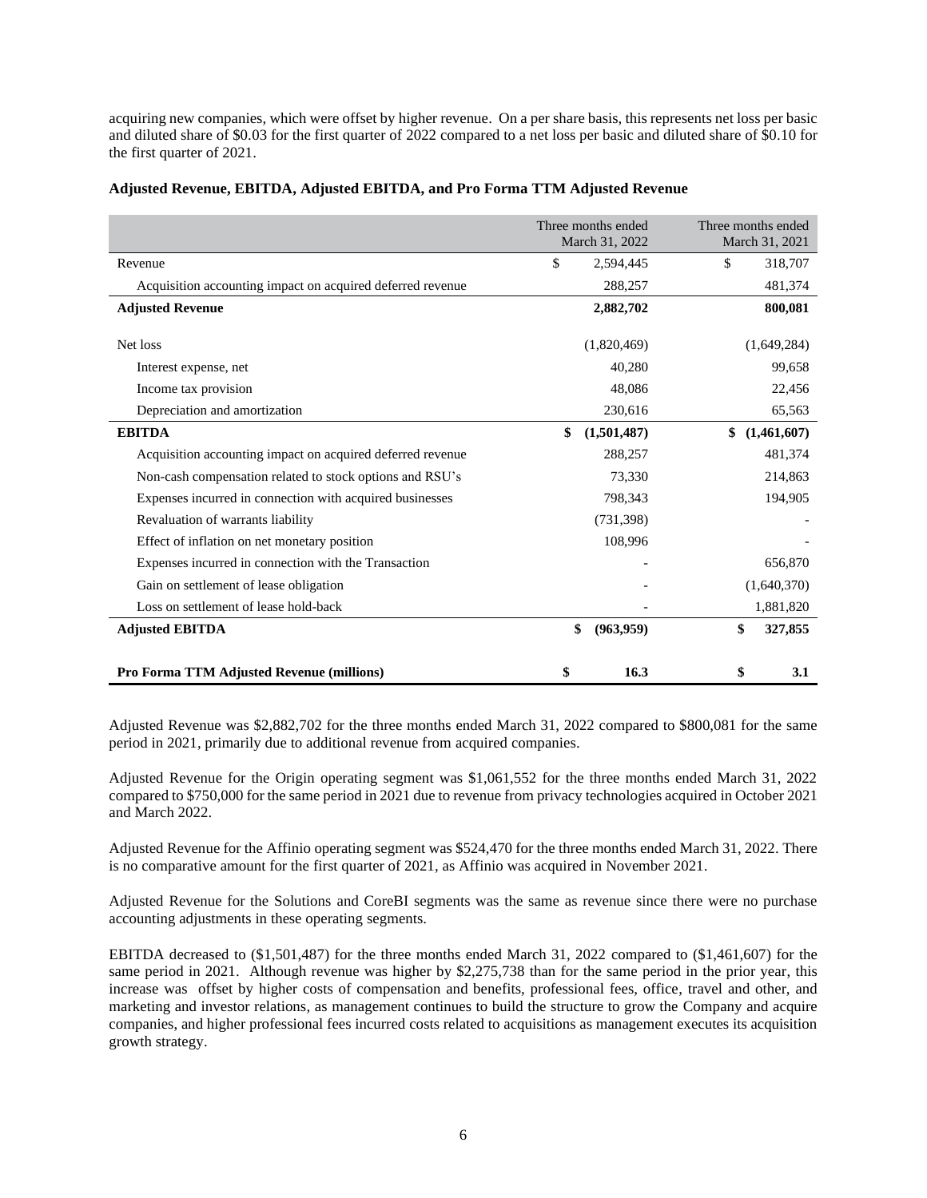acquiring new companies, which were offset by higher revenue. On a per share basis, this represents net loss per basic and diluted share of $0.03 for the first quarter of 2022 compared to a net loss per basic and diluted share of $0.10 for the first quarter of 2021.

**Adjusted Revenue, EBITDA, Adjusted EBITDA, and Pro Forma TTM Adjusted Revenue**

| | Three months ended March 31, 2022 | Three months ended March 31, 2021 |
|---|---|---|
| Revenue | $ 2,594,445 | $ 318,707 |
| Acquisition accounting impact on acquired deferred revenue | 288,257 | 481,374 |
| **Adjusted Revenue** | **2,882,702** | **800,081** |
| Net loss | (1,820,469) | (1,649,284) |
| Interest expense, net | 40,280 | 99,658 |
| Income tax provision | 48,086 | 22,456 |
| Depreciation and amortization | 230,616 | 65,563 |
| **EBITDA** | **$ (1,501,487)** | **$ (1,461,607)** |
| Acquisition accounting impact on acquired deferred revenue | 288,257 | 481,374 |
| Non-cash compensation related to stock options and RSU's | 73,330 | 214,863 |
| Expenses incurred in connection with acquired businesses | 798,343 | 194,905 |
| Revaluation of warrants liability | (731,398) | - |
| Effect of inflation on net monetary position | 108,996 | - |
| Expenses incurred in connection with the Transaction | - | 656,870 |
| Gain on settlement of lease obligation | - | (1,640,370) |
| Loss on settlement of lease hold-back | - | 1,881,820 |
| **Adjusted EBITDA** | **$ (963,959)** | **$ 327,855** |
| **Pro Forma TTM Adjusted Revenue (millions)** | **$ 16.3** | **$ 3.1** |

Adjusted Revenue was $2,882,702 for the three months ended March 31, 2022 compared to $800,081 for the same period in 2021, primarily due to additional revenue from acquired companies.

Adjusted Revenue for the Origin operating segment was $1,061,552 for the three months ended March 31, 2022 compared to $750,000 for the same period in 2021 due to revenue from privacy technologies acquired in October 2021 and March 2022.

Adjusted Revenue for the Affinio operating segment was $524,470 for the three months ended March 31, 2022. There is no comparative amount for the first quarter of 2021, as Affinio was acquired in November 2021.

Adjusted Revenue for the Solutions and CoreBI segments was the same as revenue since there were no purchase accounting adjustments in these operating segments.

EBITDA decreased to ($1,501,487) for the three months ended March 31, 2022 compared to ($1,461,607) for the same period in 2021. Although revenue was higher by $2,275,738 than for the same period in the prior year, this increase was offset by higher costs of compensation and benefits, professional fees, office, travel and other, and marketing and investor relations, as management continues to build the structure to grow the Company and acquire companies, and higher professional fees incurred costs related to acquisitions as management executes its acquisition growth strategy.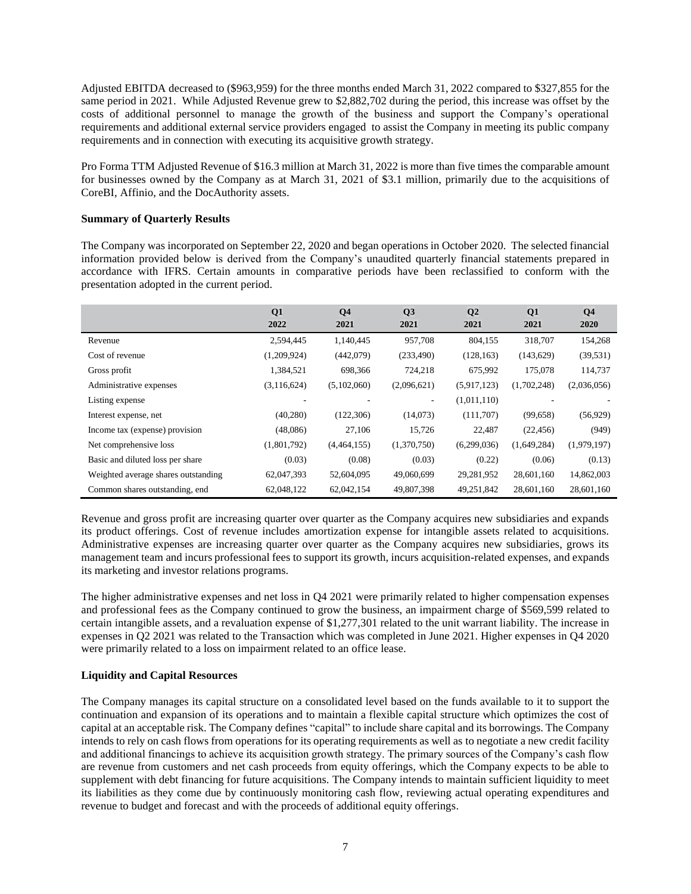Adjusted EBITDA decreased to ($963,959) for the three months ended March 31, 2022 compared to $327,855 for the same period in 2021. While Adjusted Revenue grew to $2,882,702 during the period, this increase was offset by the costs of additional personnel to manage the growth of the business and support the Company's operational requirements and additional external service providers engaged to assist the Company in meeting its public company requirements and in connection with executing its acquisitive growth strategy.

Pro Forma TTM Adjusted Revenue of $16.3 million at March 31, 2022 is more than five times the comparable amount for businesses owned by the Company as at March 31, 2021 of $3.1 million, primarily due to the acquisitions of CoreBI, Affinio, and the DocAuthority assets.

**Summary of Quarterly Results**

The Company was incorporated on September 22, 2020 and began operations in October 2020. The selected financial information provided below is derived from the Company's unaudited quarterly financial statements prepared in accordance with IFRS. Certain amounts in comparative periods have been reclassified to conform with the presentation adopted in the current period.

| | Q1 2022 | Q4 2021 | Q3 2021 | Q2 2021 | Q1 2021 | Q4 2020 |
|---|---|---|---|---|---|---|
| Revenue | 2,594,445 | 1,140,445 | 957,708 | 804,155 | 318,707 | 154,268 |
| Cost of revenue | (1,209,924) | (442,079) | (233,490) | (128,163) | (143,629) | (39,531) |
| Gross profit | 1,384,521 | 698,366 | 724,218 | 675,992 | 175,078 | 114,737 |
| Administrative expenses | (3,116,624) | (5,102,060) | (2,096,621) | (5,917,123) | (1,702,248) | (2,036,056) |
| Listing expense | - | - | - | (1,011,110) | - | - |
| Interest expense, net | (40,280) | (122,306) | (14,073) | (111,707) | (99,658) | (56,929) |
| Income tax (expense) provision | (48,086) | 27,106 | 15,726 | 22,487 | (22,456) | (949) |
| Net comprehensive loss | (1,801,792) | (4,464,155) | (1,370,750) | (6,299,036) | (1,649,284) | (1,979,197) |
| Basic and diluted loss per share | (0.03) | (0.08) | (0.03) | (0.22) | (0.06) | (0.13) |
| Weighted average shares outstanding | 62,047,393 | 52,604,095 | 49,060,699 | 29,281,952 | 28,601,160 | 14,862,003 |
| Common shares outstanding, end | 62,048,122 | 62,042,154 | 49,807,398 | 49,251,842 | 28,601,160 | 28,601,160 |

Revenue and gross profit are increasing quarter over quarter as the Company acquires new subsidiaries and expands its product offerings. Cost of revenue includes amortization expense for intangible assets related to acquisitions. Administrative expenses are increasing quarter over quarter as the Company acquires new subsidiaries, grows its management team and incurs professional fees to support its growth, incurs acquisition-related expenses, and expands its marketing and investor relations programs.

The higher administrative expenses and net loss in Q4 2021 were primarily related to higher compensation expenses and professional fees as the Company continued to grow the business, an impairment charge of $569,599 related to certain intangible assets, and a revaluation expense of $1,277,301 related to the unit warrant liability. The increase in expenses in Q2 2021 was related to the Transaction which was completed in June 2021. Higher expenses in Q4 2020 were primarily related to a loss on impairment related to an office lease.

**Liquidity and Capital Resources**

The Company manages its capital structure on a consolidated level based on the funds available to it to support the continuation and expansion of its operations and to maintain a flexible capital structure which optimizes the cost of capital at an acceptable risk. The Company defines "capital" to include share capital and its borrowings. The Company intends to rely on cash flows from operations for its operating requirements as well as to negotiate a new credit facility and additional financings to achieve its acquisition growth strategy. The primary sources of the Company's cash flow are revenue from customers and net cash proceeds from equity offerings, which the Company expects to be able to supplement with debt financing for future acquisitions. The Company intends to maintain sufficient liquidity to meet its liabilities as they come due by continuously monitoring cash flow, reviewing actual operating expenditures and revenue to budget and forecast and with the proceeds of additional equity offerings.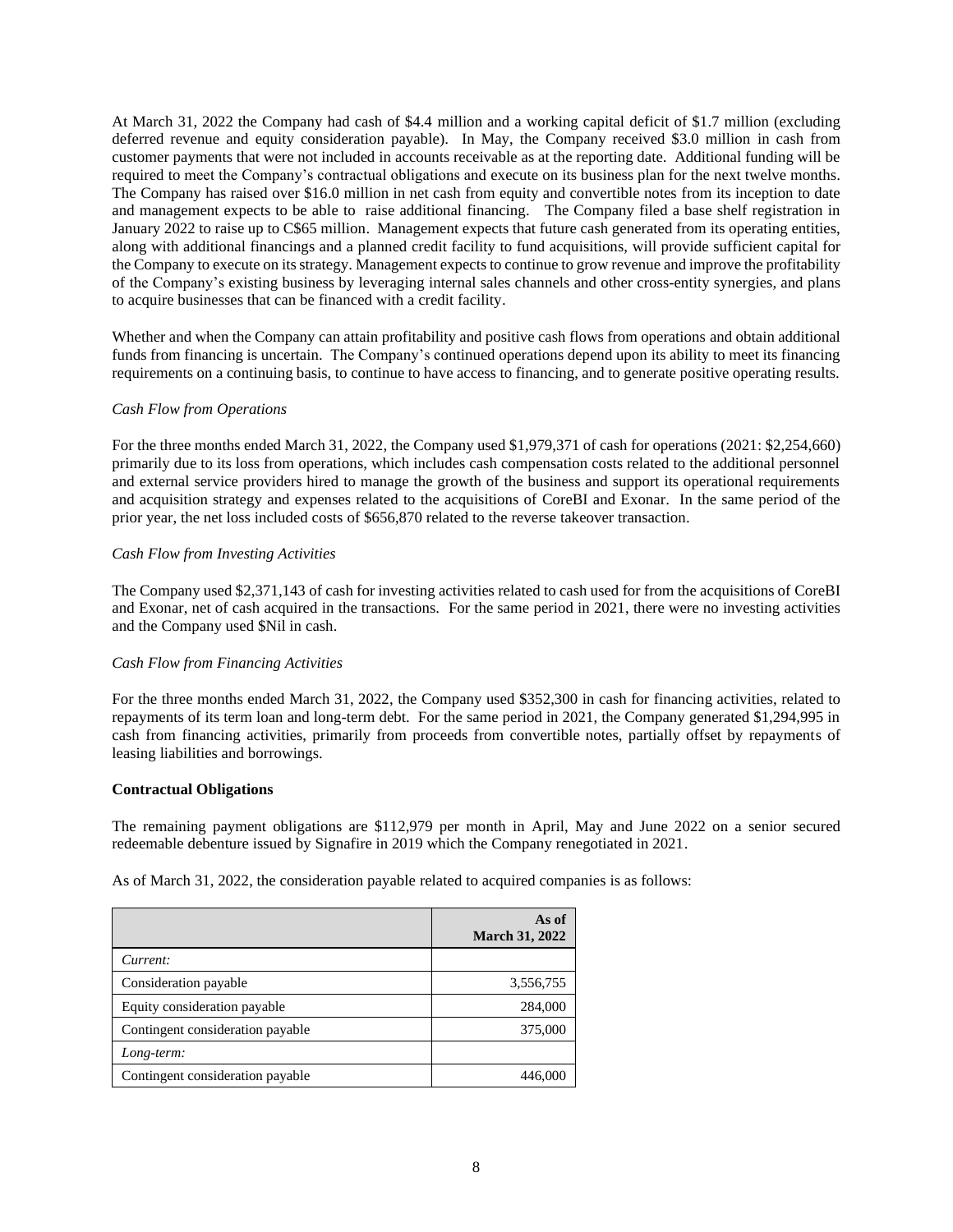At March 31, 2022 the Company had cash of $4.4 million and a working capital deficit of $1.7 million (excluding deferred revenue and equity consideration payable). In May, the Company received $3.0 million in cash from customer payments that were not included in accounts receivable as at the reporting date. Additional funding will be required to meet the Company's contractual obligations and execute on its business plan for the next twelve months. The Company has raised over $16.0 million in net cash from equity and convertible notes from its inception to date and management expects to be able to raise additional financing. The Company filed a base shelf registration in January 2022 to raise up to C$65 million. Management expects that future cash generated from its operating entities, along with additional financings and a planned credit facility to fund acquisitions, will provide sufficient capital for the Company to execute on its strategy. Management expects to continue to grow revenue and improve the profitability of the Company's existing business by leveraging internal sales channels and other cross-entity synergies, and plans to acquire businesses that can be financed with a credit facility.

Whether and when the Company can attain profitability and positive cash flows from operations and obtain additional funds from financing is uncertain. The Company's continued operations depend upon its ability to meet its financing requirements on a continuing basis, to continue to have access to financing, and to generate positive operating results.

*Cash Flow from Operations*

For the three months ended March 31, 2022, the Company used $1,979,371 of cash for operations (2021: $2,254,660) primarily due to its loss from operations, which includes cash compensation costs related to the additional personnel and external service providers hired to manage the growth of the business and support its operational requirements and acquisition strategy and expenses related to the acquisitions of CoreBI and Exonar. In the same period of the prior year, the net loss included costs of $656,870 related to the reverse takeover transaction.

*Cash Flow from Investing Activities*

The Company used $2,371,143 of cash for investing activities related to cash used for from the acquisitions of CoreBI and Exonar, net of cash acquired in the transactions. For the same period in 2021, there were no investing activities and the Company used $Nil in cash.

*Cash Flow from Financing Activities*

For the three months ended March 31, 2022, the Company used $352,300 in cash for financing activities, related to repayments of its term loan and long-term debt. For the same period in 2021, the Company generated $1,294,995 in cash from financing activities, primarily from proceeds from convertible notes, partially offset by repayments of leasing liabilities and borrowings.

**Contractual Obligations**

The remaining payment obligations are $112,979 per month in April, May and June 2022 on a senior secured redeemable debenture issued by Signafire in 2019 which the Company renegotiated in 2021.

As of March 31, 2022, the consideration payable related to acquired companies is as follows:

| | As of March 31, 2022 |
|---|---:|
| *Current:* | |
| Consideration payable | 3,556,755 |
| Equity consideration payable | 284,000 |
| Contingent consideration payable | 375,000 |
| *Long-term:* | |
| Contingent consideration payable | 446,000 |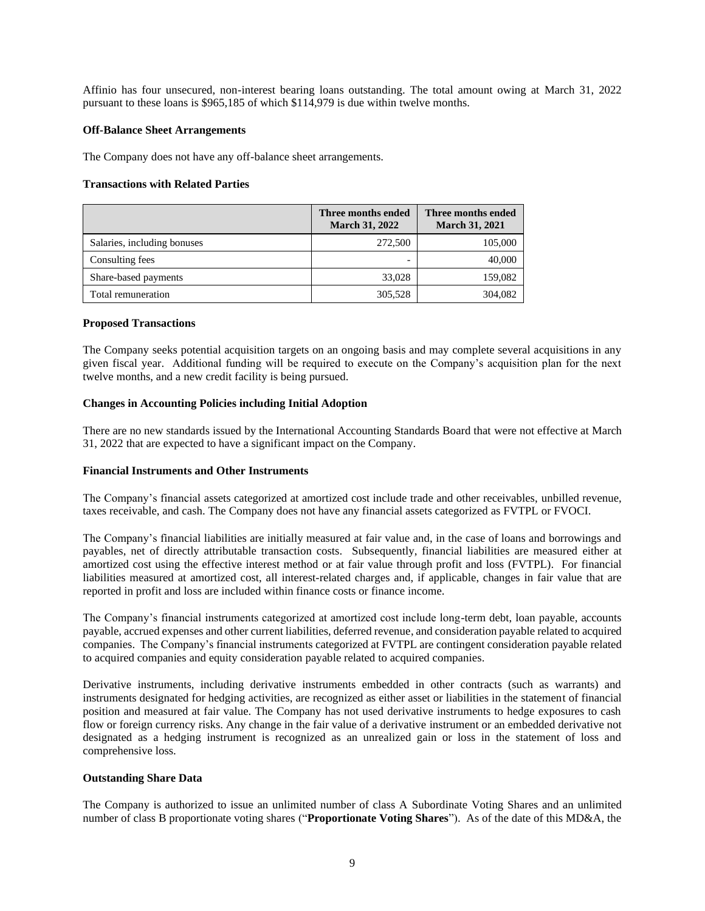Affinio has four unsecured, non-interest bearing loans outstanding. The total amount owing at March 31, 2022 pursuant to these loans is $965,185 of which $114,979 is due within twelve months.

**Off-Balance Sheet Arrangements**

The Company does not have any off-balance sheet arrangements.

**Transactions with Related Parties**

| | Three months ended March 31, 2022 | Three months ended March 31, 2021 |
|---|---|---|
| Salaries, including bonuses | 272,500 | 105,000 |
| Consulting fees | - | 40,000 |
| Share-based payments | 33,028 | 159,082 |
| Total remuneration | 305,528 | 304,082 |

**Proposed Transactions**

The Company seeks potential acquisition targets on an ongoing basis and may complete several acquisitions in any given fiscal year. Additional funding will be required to execute on the Company's acquisition plan for the next twelve months, and a new credit facility is being pursued.

**Changes in Accounting Policies including Initial Adoption**

There are no new standards issued by the International Accounting Standards Board that were not effective at March 31, 2022 that are expected to have a significant impact on the Company.

**Financial Instruments and Other Instruments**

The Company's financial assets categorized at amortized cost include trade and other receivables, unbilled revenue, taxes receivable, and cash. The Company does not have any financial assets categorized as FVTPL or FVOCI.

The Company's financial liabilities are initially measured at fair value and, in the case of loans and borrowings and payables, net of directly attributable transaction costs. Subsequently, financial liabilities are measured either at amortized cost using the effective interest method or at fair value through profit and loss (FVTPL). For financial liabilities measured at amortized cost, all interest-related charges and, if applicable, changes in fair value that are reported in profit and loss are included within finance costs or finance income.

The Company's financial instruments categorized at amortized cost include long-term debt, loan payable, accounts payable, accrued expenses and other current liabilities, deferred revenue, and consideration payable related to acquired companies. The Company's financial instruments categorized at FVTPL are contingent consideration payable related to acquired companies and equity consideration payable related to acquired companies.

Derivative instruments, including derivative instruments embedded in other contracts (such as warrants) and instruments designated for hedging activities, are recognized as either asset or liabilities in the statement of financial position and measured at fair value. The Company has not used derivative instruments to hedge exposures to cash flow or foreign currency risks. Any change in the fair value of a derivative instrument or an embedded derivative not designated as a hedging instrument is recognized as an unrealized gain or loss in the statement of loss and comprehensive loss.

**Outstanding Share Data**

The Company is authorized to issue an unlimited number of class A Subordinate Voting Shares and an unlimited number of class B proportionate voting shares ("**Proportionate Voting Shares**"). As of the date of this MD&A, the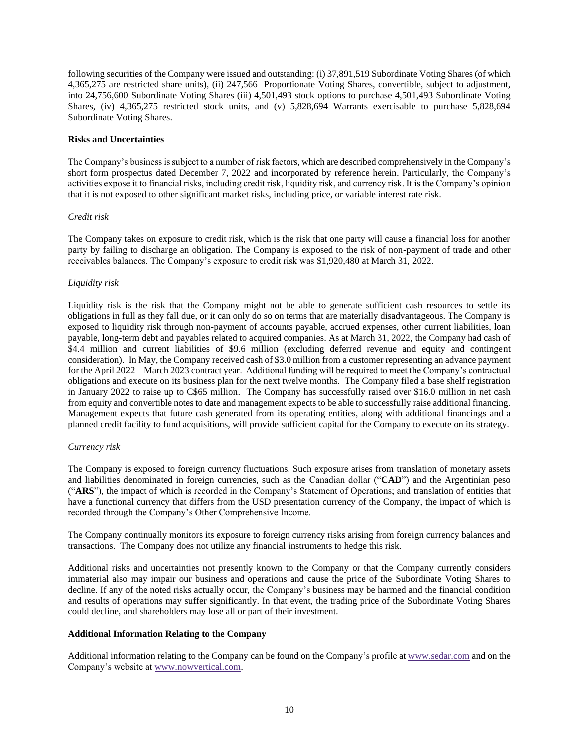following securities of the Company were issued and outstanding: (i) 37,891,519 Subordinate Voting Shares (of which 4,365,275 are restricted share units), (ii) 247,566 Proportionate Voting Shares, convertible, subject to adjustment, into 24,756,600 Subordinate Voting Shares (iii) 4,501,493 stock options to purchase 4,501,493 Subordinate Voting Shares, (iv) 4,365,275 restricted stock units, and (v) 5,828,694 Warrants exercisable to purchase 5,828,694 Subordinate Voting Shares.

**Risks and Uncertainties**

The Company's business is subject to a number of risk factors, which are described comprehensively in the Company's short form prospectus dated December 7, 2022 and incorporated by reference herein. Particularly, the Company's activities expose it to financial risks, including credit risk, liquidity risk, and currency risk. It is the Company's opinion that it is not exposed to other significant market risks, including price, or variable interest rate risk.

*Credit risk*

The Company takes on exposure to credit risk, which is the risk that one party will cause a financial loss for another party by failing to discharge an obligation. The Company is exposed to the risk of non-payment of trade and other receivables balances. The Company's exposure to credit risk was $1,920,480 at March 31, 2022.

*Liquidity risk*

Liquidity risk is the risk that the Company might not be able to generate sufficient cash resources to settle its obligations in full as they fall due, or it can only do so on terms that are materially disadvantageous. The Company is exposed to liquidity risk through non-payment of accounts payable, accrued expenses, other current liabilities, loan payable, long-term debt and payables related to acquired companies. As at March 31, 2022, the Company had cash of $4.4 million and current liabilities of $9.6 million (excluding deferred revenue and equity and contingent consideration). In May, the Company received cash of $3.0 million from a customer representing an advance payment for the April 2022 – March 2023 contract year. Additional funding will be required to meet the Company's contractual obligations and execute on its business plan for the next twelve months. The Company filed a base shelf registration in January 2022 to raise up to C$65 million. The Company has successfully raised over $16.0 million in net cash from equity and convertible notes to date and management expects to be able to successfully raise additional financing. Management expects that future cash generated from its operating entities, along with additional financings and a planned credit facility to fund acquisitions, will provide sufficient capital for the Company to execute on its strategy.

*Currency risk*

The Company is exposed to foreign currency fluctuations. Such exposure arises from translation of monetary assets and liabilities denominated in foreign currencies, such as the Canadian dollar ("**CAD**") and the Argentinian peso ("**ARS**"), the impact of which is recorded in the Company's Statement of Operations; and translation of entities that have a functional currency that differs from the USD presentation currency of the Company, the impact of which is recorded through the Company's Other Comprehensive Income.

The Company continually monitors its exposure to foreign currency risks arising from foreign currency balances and transactions. The Company does not utilize any financial instruments to hedge this risk.

Additional risks and uncertainties not presently known to the Company or that the Company currently considers immaterial also may impair our business and operations and cause the price of the Subordinate Voting Shares to decline. If any of the noted risks actually occur, the Company's business may be harmed and the financial condition and results of operations may suffer significantly. In that event, the trading price of the Subordinate Voting Shares could decline, and shareholders may lose all or part of their investment.

**Additional Information Relating to the Company**

Additional information relating to the Company can be found on the Company's profile at www.sedar.com and on the Company's website at www.nowvertical.com.